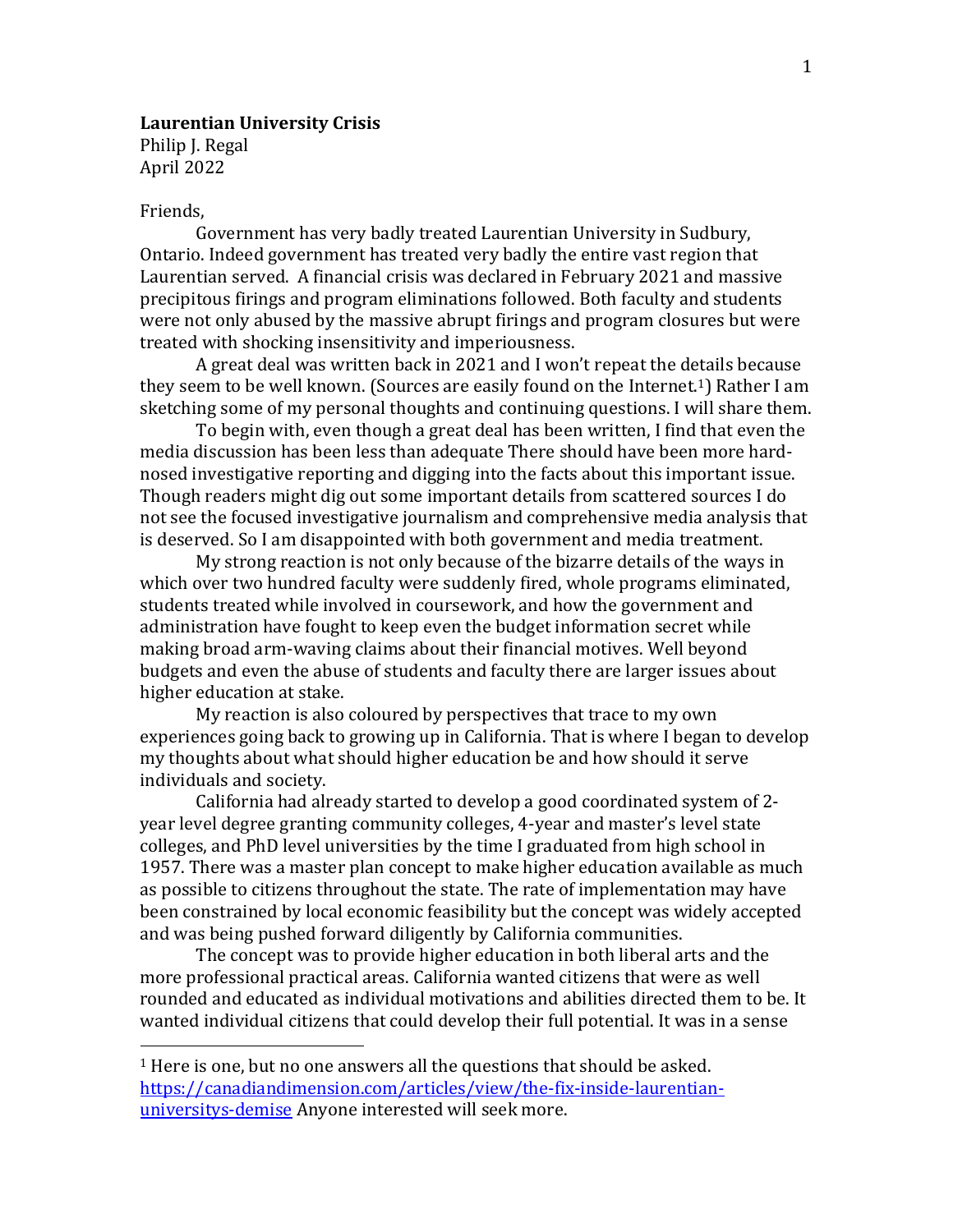**Laurentian University Crisis**
Philip J. Regal
April 2022

Friends,

Government has very badly treated Laurentian University in Sudbury, Ontario. Indeed government has treated very badly the entire vast region that Laurentian served. A financial crisis was declared in February 2021 and massive precipitous firings and program eliminations followed. Both faculty and students were not only abused by the massive abrupt firings and program closures but were treated with shocking insensitivity and imperiousness.

A great deal was written back in 2021 and I won't repeat the details because they seem to be well known. (Sources are easily found on the Internet.[1]) Rather I am sketching some of my personal thoughts and continuing questions. I will share them.

To begin with, even though a great deal has been written, I find that even the media discussion has been less than adequate There should have been more hard-nosed investigative reporting and digging into the facts about this important issue. Though readers might dig out some important details from scattered sources I do not see the focused investigative journalism and comprehensive media analysis that is deserved. So I am disappointed with both government and media treatment.

My strong reaction is not only because of the bizarre details of the ways in which over two hundred faculty were suddenly fired, whole programs eliminated, students treated while involved in coursework, and how the government and administration have fought to keep even the budget information secret while making broad arm-waving claims about their financial motives. Well beyond budgets and even the abuse of students and faculty there are larger issues about higher education at stake.

My reaction is also coloured by perspectives that trace to my own experiences going back to growing up in California. That is where I began to develop my thoughts about what should higher education be and how should it serve individuals and society.

California had already started to develop a good coordinated system of 2-year level degree granting community colleges, 4-year and master's level state colleges, and PhD level universities by the time I graduated from high school in 1957. There was a master plan concept to make higher education available as much as possible to citizens throughout the state. The rate of implementation may have been constrained by local economic feasibility but the concept was widely accepted and was being pushed forward diligently by California communities.

The concept was to provide higher education in both liberal arts and the more professional practical areas. California wanted citizens that were as well rounded and educated as individual motivations and abilities directed them to be. It wanted individual citizens that could develop their full potential. It was in a sense

---

[1] Here is one, but no one answers all the questions that should be asked. https://canadiandimension.com/articles/view/the-fix-inside-laurentian-universitys-demise Anyone interested will seek more.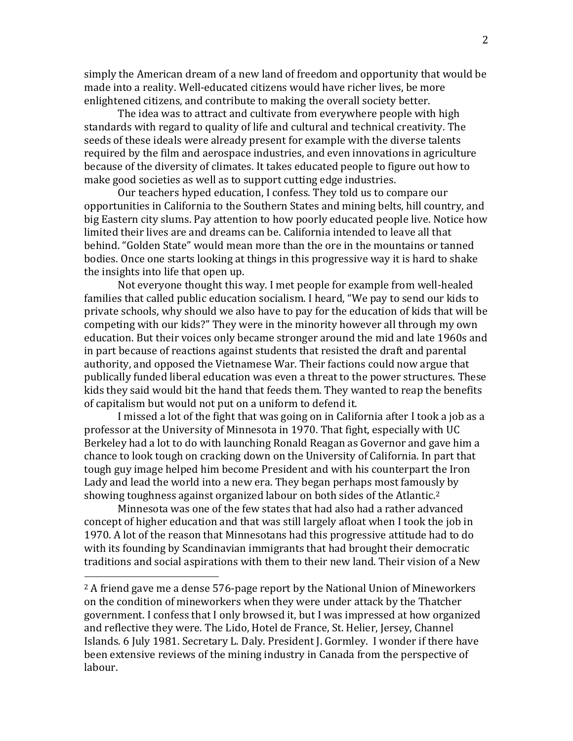simply the American dream of a new land of freedom and opportunity that would be made into a reality. Well-educated citizens would have richer lives, be more enlightened citizens, and contribute to making the overall society better.

The idea was to attract and cultivate from everywhere people with high standards with regard to quality of life and cultural and technical creativity. The seeds of these ideals were already present for example with the diverse talents required by the film and aerospace industries, and even innovations in agriculture because of the diversity of climates. It takes educated people to figure out how to make good societies as well as to support cutting edge industries.

Our teachers hyped education, I confess. They told us to compare our opportunities in California to the Southern States and mining belts, hill country, and big Eastern city slums. Pay attention to how poorly educated people live. Notice how limited their lives are and dreams can be. California intended to leave all that behind. "Golden State" would mean more than the ore in the mountains or tanned bodies. Once one starts looking at things in this progressive way it is hard to shake the insights into life that open up.

Not everyone thought this way. I met people for example from well-healed families that called public education socialism. I heard, "We pay to send our kids to private schools, why should we also have to pay for the education of kids that will be competing with our kids?" They were in the minority however all through my own education. But their voices only became stronger around the mid and late 1960s and in part because of reactions against students that resisted the draft and parental authority, and opposed the Vietnamese War. Their factions could now argue that publically funded liberal education was even a threat to the power structures. These kids they said would bit the hand that feeds them. They wanted to reap the benefits of capitalism but would not put on a uniform to defend it.

I missed a lot of the fight that was going on in California after I took a job as a professor at the University of Minnesota in 1970. That fight, especially with UC Berkeley had a lot to do with launching Ronald Reagan as Governor and gave him a chance to look tough on cracking down on the University of California. In part that tough guy image helped him become President and with his counterpart the Iron Lady and lead the world into a new era. They began perhaps most famously by showing toughness against organized labour on both sides of the Atlantic.[2]

Minnesota was one of the few states that had also had a rather advanced concept of higher education and that was still largely afloat when I took the job in 1970. A lot of the reason that Minnesotans had this progressive attitude had to do with its founding by Scandinavian immigrants that had brought their democratic traditions and social aspirations with them to their new land. Their vision of a New

---

[2] A friend gave me a dense 576-page report by the National Union of Mineworkers on the condition of mineworkers when they were under attack by the Thatcher government. I confess that I only browsed it, but I was impressed at how organized and reflective they were. The Lido, Hotel de France, St. Helier, Jersey, Channel Islands. 6 July 1981. Secretary L. Daly. President J. Gormley. I wonder if there have been extensive reviews of the mining industry in Canada from the perspective of labour.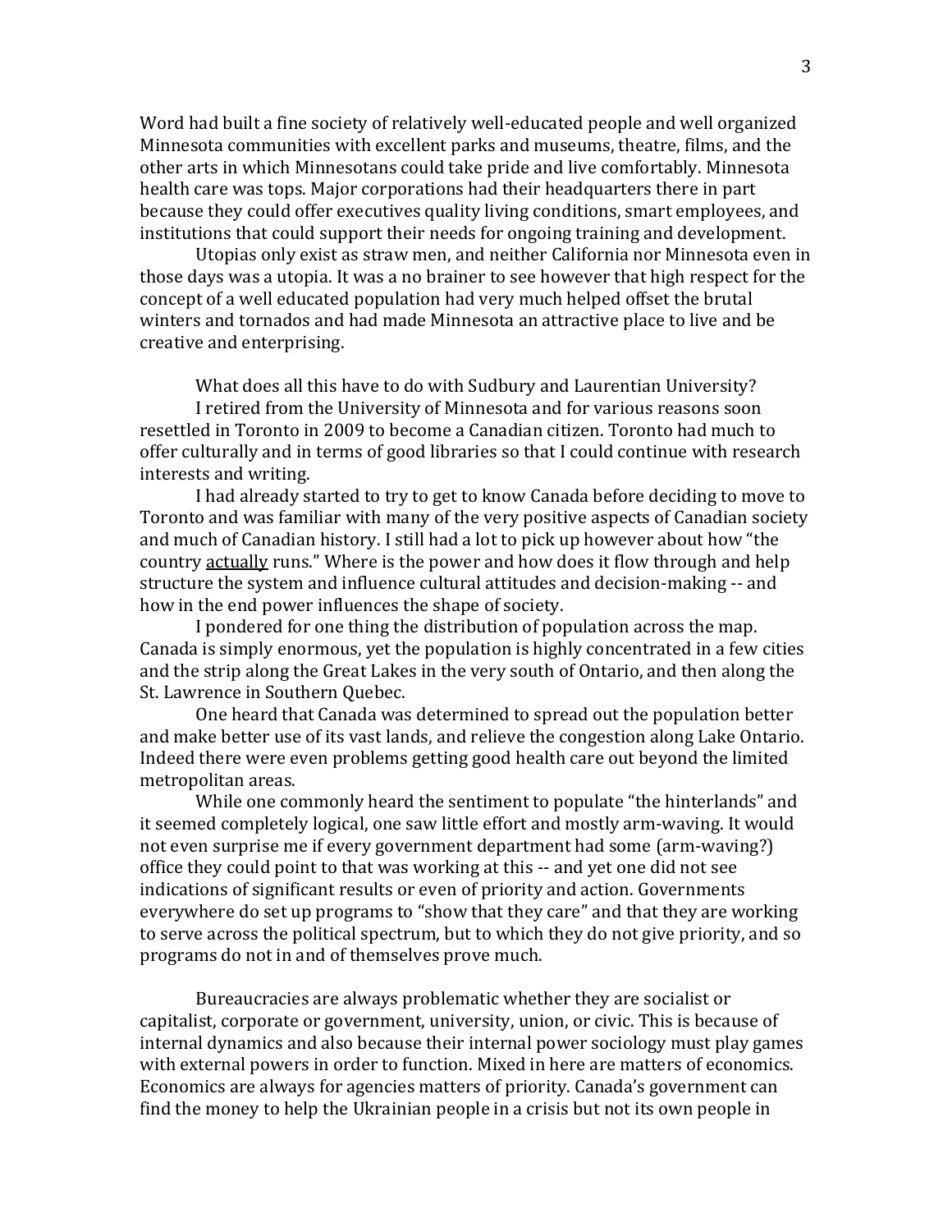Word had built a fine society of relatively well-educated people and well organized Minnesota communities with excellent parks and museums, theatre, films, and the other arts in which Minnesotans could take pride and live comfortably. Minnesota health care was tops. Major corporations had their headquarters there in part because they could offer executives quality living conditions, smart employees, and institutions that could support their needs for ongoing training and development.

Utopias only exist as straw men, and neither California nor Minnesota even in those days was a utopia. It was a no brainer to see however that high respect for the concept of a well educated population had very much helped offset the brutal winters and tornados and had made Minnesota an attractive place to live and be creative and enterprising.

What does all this have to do with Sudbury and Laurentian University?

I retired from the University of Minnesota and for various reasons soon resettled in Toronto in 2009 to become a Canadian citizen. Toronto had much to offer culturally and in terms of good libraries so that I could continue with research interests and writing.

I had already started to try to get to know Canada before deciding to move to Toronto and was familiar with many of the very positive aspects of Canadian society and much of Canadian history. I still had a lot to pick up however about how "the country <u>actually</u> runs." Where is the power and how does it flow through and help structure the system and influence cultural attitudes and decision-making -- and how in the end power influences the shape of society.

I pondered for one thing the distribution of population across the map. Canada is simply enormous, yet the population is highly concentrated in a few cities and the strip along the Great Lakes in the very south of Ontario, and then along the St. Lawrence in Southern Quebec.

One heard that Canada was determined to spread out the population better and make better use of its vast lands, and relieve the congestion along Lake Ontario. Indeed there were even problems getting good health care out beyond the limited metropolitan areas.

While one commonly heard the sentiment to populate "the hinterlands" and it seemed completely logical, one saw little effort and mostly arm-waving. It would not even surprise me if every government department had some (arm-waving?) office they could point to that was working at this -- and yet one did not see indications of significant results or even of priority and action. Governments everywhere do set up programs to "show that they care" and that they are working to serve across the political spectrum, but to which they do not give priority, and so programs do not in and of themselves prove much.

Bureaucracies are always problematic whether they are socialist or capitalist, corporate or government, university, union, or civic. This is because of internal dynamics and also because their internal power sociology must play games with external powers in order to function. Mixed in here are matters of economics. Economics are always for agencies matters of priority. Canada's government can find the money to help the Ukrainian people in a crisis but not its own people in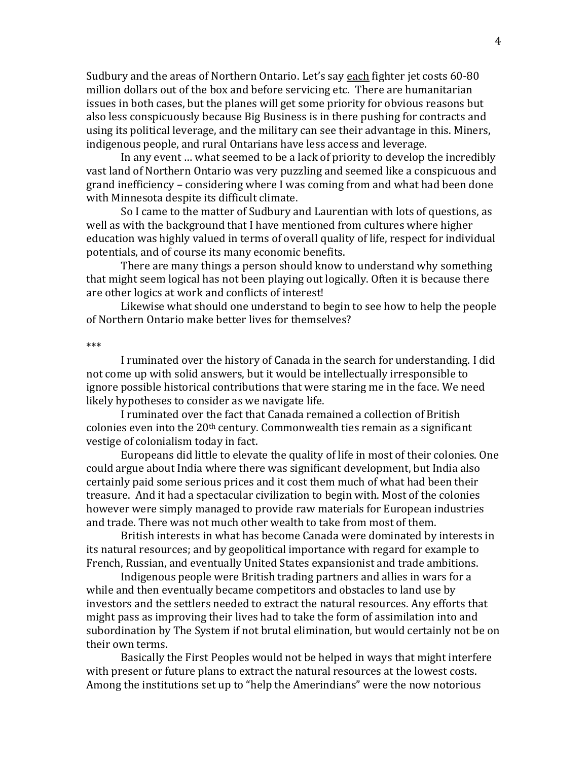Sudbury and the areas of Northern Ontario. Let's say <u>each</u> fighter jet costs 60-80 million dollars out of the box and before servicing etc. There are humanitarian issues in both cases, but the planes will get some priority for obvious reasons but also less conspicuously because Big Business is in there pushing for contracts and using its political leverage, and the military can see their advantage in this. Miners, indigenous people, and rural Ontarians have less access and leverage.

In any event … what seemed to be a lack of priority to develop the incredibly vast land of Northern Ontario was very puzzling and seemed like a conspicuous and grand inefficiency – considering where I was coming from and what had been done with Minnesota despite its difficult climate.

So I came to the matter of Sudbury and Laurentian with lots of questions, as well as with the background that I have mentioned from cultures where higher education was highly valued in terms of overall quality of life, respect for individual potentials, and of course its many economic benefits.

There are many things a person should know to understand why something that might seem logical has not been playing out logically. Often it is because there are other logics at work and conflicts of interest!

Likewise what should one understand to begin to see how to help the people of Northern Ontario make better lives for themselves?

***

I ruminated over the history of Canada in the search for understanding. I did not come up with solid answers, but it would be intellectually irresponsible to ignore possible historical contributions that were staring me in the face. We need likely hypotheses to consider as we navigate life.

I ruminated over the fact that Canada remained a collection of British colonies even into the 20th century. Commonwealth ties remain as a significant vestige of colonialism today in fact.

Europeans did little to elevate the quality of life in most of their colonies. One could argue about India where there was significant development, but India also certainly paid some serious prices and it cost them much of what had been their treasure. And it had a spectacular civilization to begin with. Most of the colonies however were simply managed to provide raw materials for European industries and trade. There was not much other wealth to take from most of them.

British interests in what has become Canada were dominated by interests in its natural resources; and by geopolitical importance with regard for example to French, Russian, and eventually United States expansionist and trade ambitions.

Indigenous people were British trading partners and allies in wars for a while and then eventually became competitors and obstacles to land use by investors and the settlers needed to extract the natural resources. Any efforts that might pass as improving their lives had to take the form of assimilation into and subordination by The System if not brutal elimination, but would certainly not be on their own terms.

Basically the First Peoples would not be helped in ways that might interfere with present or future plans to extract the natural resources at the lowest costs. Among the institutions set up to "help the Amerindians" were the now notorious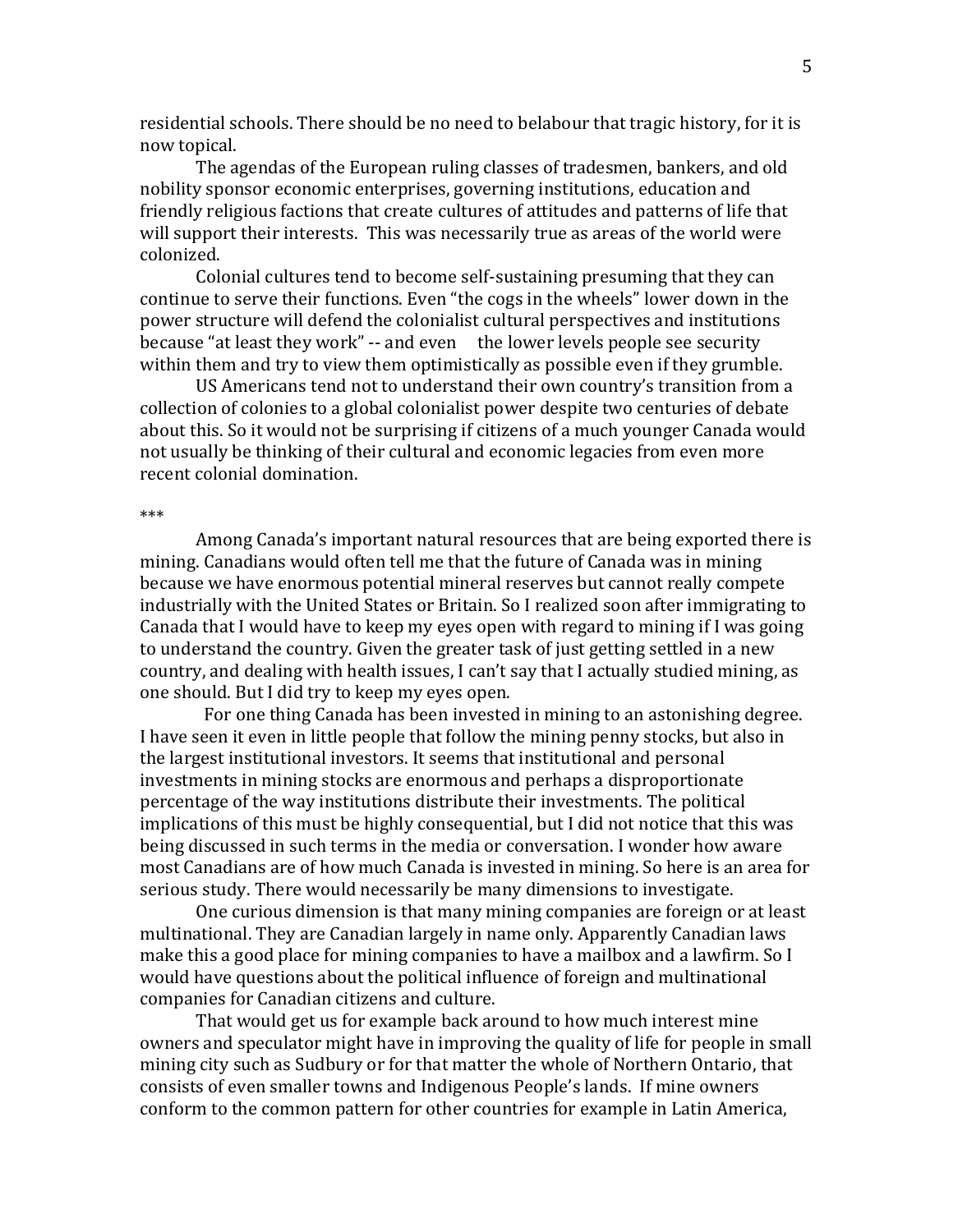residential schools. There should be no need to belabour that tragic history, for it is now topical.

The agendas of the European ruling classes of tradesmen, bankers, and old nobility sponsor economic enterprises, governing institutions, education and friendly religious factions that create cultures of attitudes and patterns of life that will support their interests. This was necessarily true as areas of the world were colonized.

Colonial cultures tend to become self-sustaining presuming that they can continue to serve their functions. Even "the cogs in the wheels" lower down in the power structure will defend the colonialist cultural perspectives and institutions because "at least they work" -- and even the lower levels people see security within them and try to view them optimistically as possible even if they grumble.

US Americans tend not to understand their own country's transition from a collection of colonies to a global colonialist power despite two centuries of debate about this. So it would not be surprising if citizens of a much younger Canada would not usually be thinking of their cultural and economic legacies from even more recent colonial domination.

***

Among Canada's important natural resources that are being exported there is mining. Canadians would often tell me that the future of Canada was in mining because we have enormous potential mineral reserves but cannot really compete industrially with the United States or Britain. So I realized soon after immigrating to Canada that I would have to keep my eyes open with regard to mining if I was going to understand the country. Given the greater task of just getting settled in a new country, and dealing with health issues, I can't say that I actually studied mining, as one should. But I did try to keep my eyes open.

For one thing Canada has been invested in mining to an astonishing degree. I have seen it even in little people that follow the mining penny stocks, but also in the largest institutional investors. It seems that institutional and personal investments in mining stocks are enormous and perhaps a disproportionate percentage of the way institutions distribute their investments. The political implications of this must be highly consequential, but I did not notice that this was being discussed in such terms in the media or conversation. I wonder how aware most Canadians are of how much Canada is invested in mining. So here is an area for serious study. There would necessarily be many dimensions to investigate.

One curious dimension is that many mining companies are foreign or at least multinational. They are Canadian largely in name only. Apparently Canadian laws make this a good place for mining companies to have a mailbox and a lawfirm. So I would have questions about the political influence of foreign and multinational companies for Canadian citizens and culture.

That would get us for example back around to how much interest mine owners and speculator might have in improving the quality of life for people in small mining city such as Sudbury or for that matter the whole of Northern Ontario, that consists of even smaller towns and Indigenous People's lands. If mine owners conform to the common pattern for other countries for example in Latin America,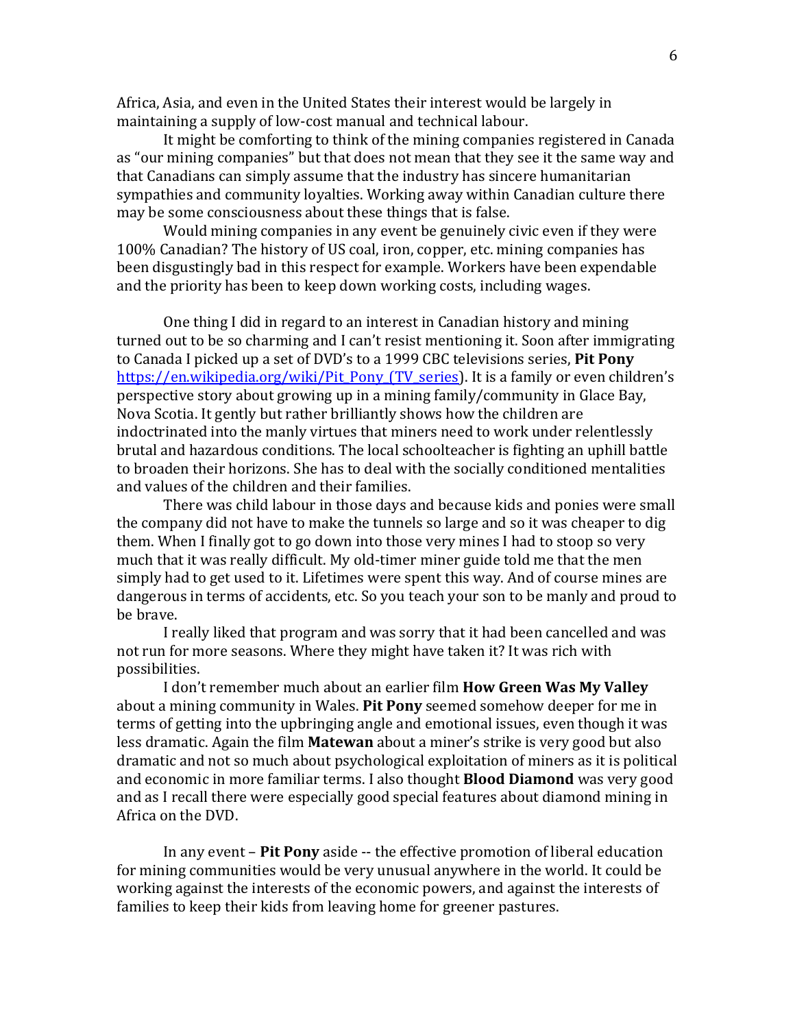Africa, Asia, and even in the United States their interest would be largely in maintaining a supply of low-cost manual and technical labour.

It might be comforting to think of the mining companies registered in Canada as "our mining companies" but that does not mean that they see it the same way and that Canadians can simply assume that the industry has sincere humanitarian sympathies and community loyalties. Working away within Canadian culture there may be some consciousness about these things that is false.

Would mining companies in any event be genuinely civic even if they were 100% Canadian? The history of US coal, iron, copper, etc. mining companies has been disgustingly bad in this respect for example. Workers have been expendable and the priority has been to keep down working costs, including wages.

One thing I did in regard to an interest in Canadian history and mining turned out to be so charming and I can't resist mentioning it. Soon after immigrating to Canada I picked up a set of DVD's to a 1999 CBC televisions series, **Pit Pony** https://en.wikipedia.org/wiki/Pit_Pony_(TV_series)). It is a family or even children's perspective story about growing up in a mining family/community in Glace Bay, Nova Scotia. It gently but rather brilliantly shows how the children are indoctrinated into the manly virtues that miners need to work under relentlessly brutal and hazardous conditions. The local schoolteacher is fighting an uphill battle to broaden their horizons. She has to deal with the socially conditioned mentalities and values of the children and their families.

There was child labour in those days and because kids and ponies were small the company did not have to make the tunnels so large and so it was cheaper to dig them. When I finally got to go down into those very mines I had to stoop so very much that it was really difficult. My old-timer miner guide told me that the men simply had to get used to it. Lifetimes were spent this way. And of course mines are dangerous in terms of accidents, etc. So you teach your son to be manly and proud to be brave.

I really liked that program and was sorry that it had been cancelled and was not run for more seasons. Where they might have taken it? It was rich with possibilities.

I don't remember much about an earlier film **How Green Was My Valley** about a mining community in Wales. **Pit Pony** seemed somehow deeper for me in terms of getting into the upbringing angle and emotional issues, even though it was less dramatic. Again the film **Matewan** about a miner's strike is very good but also dramatic and not so much about psychological exploitation of miners as it is political and economic in more familiar terms. I also thought **Blood Diamond** was very good and as I recall there were especially good special features about diamond mining in Africa on the DVD.

In any event – **Pit Pony** aside -- the effective promotion of liberal education for mining communities would be very unusual anywhere in the world. It could be working against the interests of the economic powers, and against the interests of families to keep their kids from leaving home for greener pastures.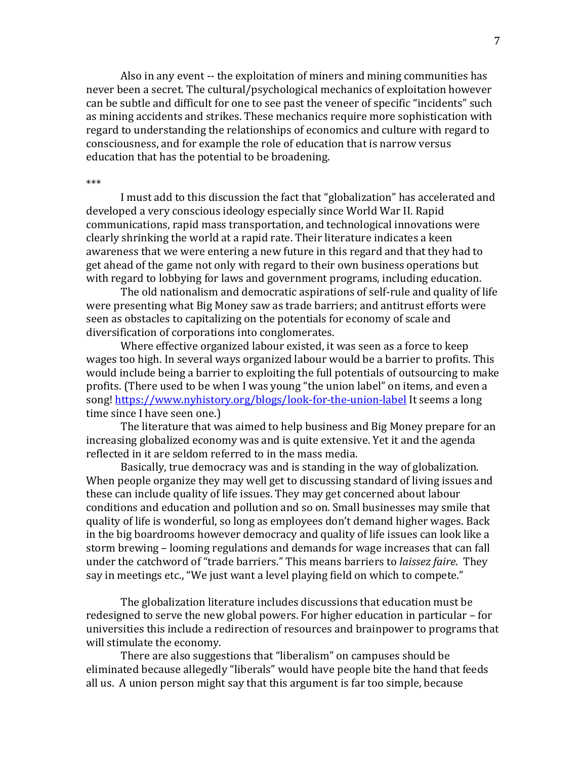Also in any event -- the exploitation of miners and mining communities has never been a secret. The cultural/psychological mechanics of exploitation however can be subtle and difficult for one to see past the veneer of specific "incidents" such as mining accidents and strikes. These mechanics require more sophistication with regard to understanding the relationships of economics and culture with regard to consciousness, and for example the role of education that is narrow versus education that has the potential to be broadening.

***

I must add to this discussion the fact that "globalization" has accelerated and developed a very conscious ideology especially since World War II. Rapid communications, rapid mass transportation, and technological innovations were clearly shrinking the world at a rapid rate. Their literature indicates a keen awareness that we were entering a new future in this regard and that they had to get ahead of the game not only with regard to their own business operations but with regard to lobbying for laws and government programs, including education.

The old nationalism and democratic aspirations of self-rule and quality of life were presenting what Big Money saw as trade barriers; and antitrust efforts were seen as obstacles to capitalizing on the potentials for economy of scale and diversification of corporations into conglomerates.

Where effective organized labour existed, it was seen as a force to keep wages too high. In several ways organized labour would be a barrier to profits. This would include being a barrier to exploiting the full potentials of outsourcing to make profits. (There used to be when I was young "the union label" on items, and even a song! [https://www.nyhistory.org/blogs/look-for-the-union-label](https://www.nyhistory.org/blogs/look-for-the-union-label) It seems a long time since I have seen one.)

The literature that was aimed to help business and Big Money prepare for an increasing globalized economy was and is quite extensive. Yet it and the agenda reflected in it are seldom referred to in the mass media.

Basically, true democracy was and is standing in the way of globalization. When people organize they may well get to discussing standard of living issues and these can include quality of life issues. They may get concerned about labour conditions and education and pollution and so on. Small businesses may smile that quality of life is wonderful, so long as employees don't demand higher wages. Back in the big boardrooms however democracy and quality of life issues can look like a storm brewing – looming regulations and demands for wage increases that can fall under the catchword of "trade barriers." This means barriers to *laissez faire*. They say in meetings etc., "We just want a level playing field on which to compete."

The globalization literature includes discussions that education must be redesigned to serve the new global powers. For higher education in particular – for universities this include a redirection of resources and brainpower to programs that will stimulate the economy.

There are also suggestions that "liberalism" on campuses should be eliminated because allegedly "liberals" would have people bite the hand that feeds all us. A union person might say that this argument is far too simple, because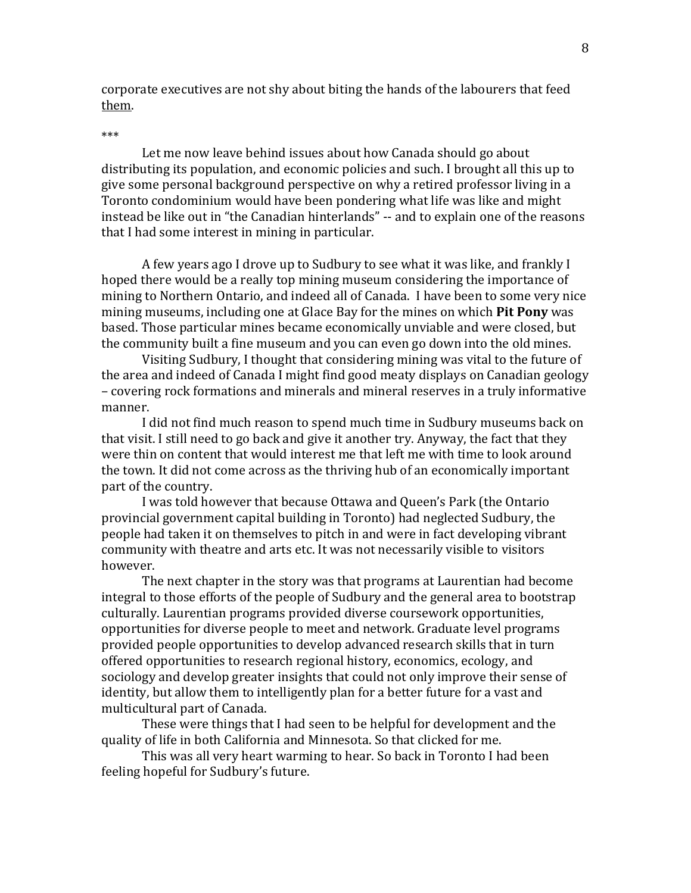corporate executives are not shy about biting the hands of the labourers that feed them.

***

Let me now leave behind issues about how Canada should go about distributing its population, and economic policies and such. I brought all this up to give some personal background perspective on why a retired professor living in a Toronto condominium would have been pondering what life was like and might instead be like out in "the Canadian hinterlands" -- and to explain one of the reasons that I had some interest in mining in particular.

A few years ago I drove up to Sudbury to see what it was like, and frankly I hoped there would be a really top mining museum considering the importance of mining to Northern Ontario, and indeed all of Canada. I have been to some very nice mining museums, including one at Glace Bay for the mines on which **Pit Pony** was based. Those particular mines became economically unviable and were closed, but the community built a fine museum and you can even go down into the old mines.

Visiting Sudbury, I thought that considering mining was vital to the future of the area and indeed of Canada I might find good meaty displays on Canadian geology – covering rock formations and minerals and mineral reserves in a truly informative manner.

I did not find much reason to spend much time in Sudbury museums back on that visit. I still need to go back and give it another try. Anyway, the fact that they were thin on content that would interest me that left me with time to look around the town. It did not come across as the thriving hub of an economically important part of the country.

I was told however that because Ottawa and Queen's Park (the Ontario provincial government capital building in Toronto) had neglected Sudbury, the people had taken it on themselves to pitch in and were in fact developing vibrant community with theatre and arts etc. It was not necessarily visible to visitors however.

The next chapter in the story was that programs at Laurentian had become integral to those efforts of the people of Sudbury and the general area to bootstrap culturally. Laurentian programs provided diverse coursework opportunities, opportunities for diverse people to meet and network. Graduate level programs provided people opportunities to develop advanced research skills that in turn offered opportunities to research regional history, economics, ecology, and sociology and develop greater insights that could not only improve their sense of identity, but allow them to intelligently plan for a better future for a vast and multicultural part of Canada.

These were things that I had seen to be helpful for development and the quality of life in both California and Minnesota. So that clicked for me.

This was all very heart warming to hear. So back in Toronto I had been feeling hopeful for Sudbury's future.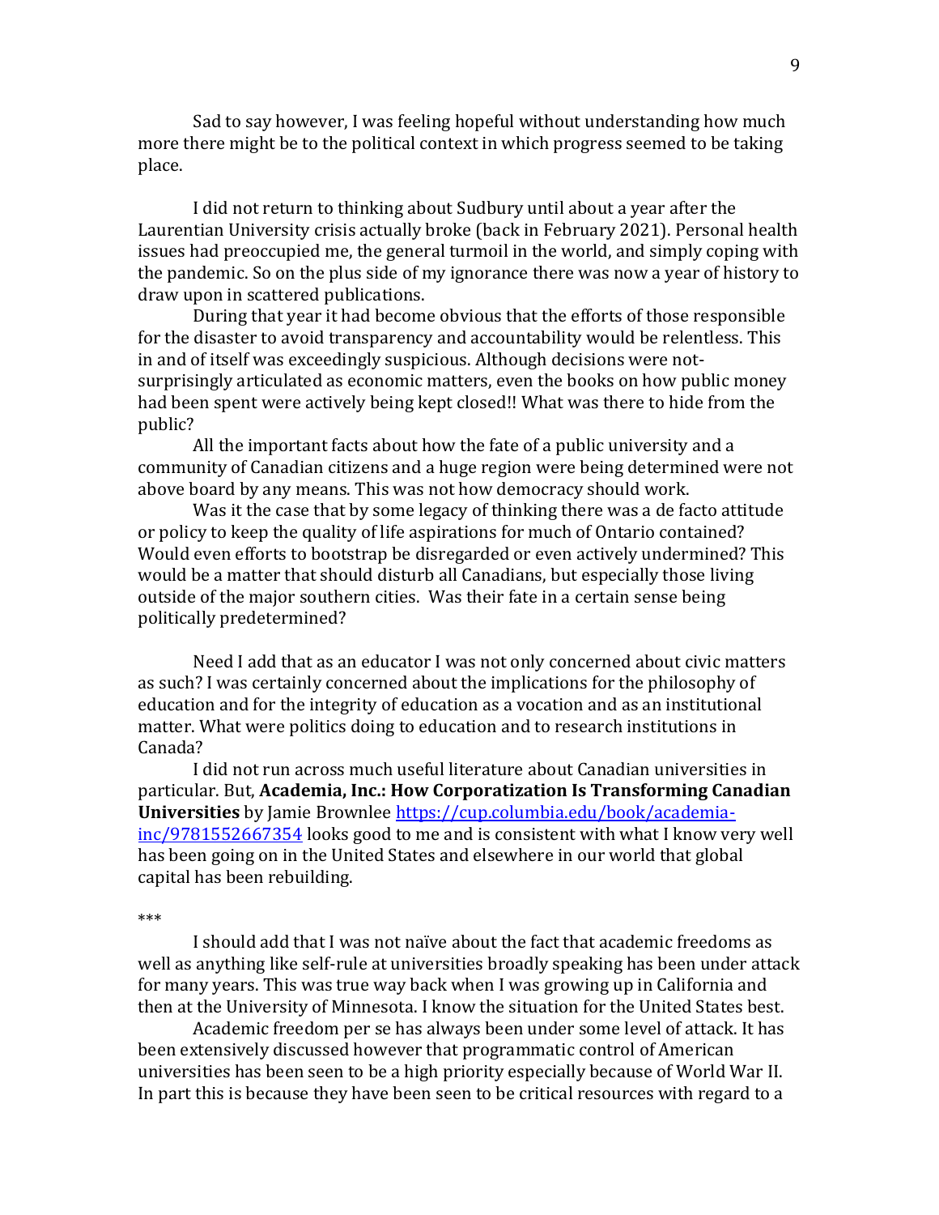Sad to say however, I was feeling hopeful without understanding how much more there might be to the political context in which progress seemed to be taking place.

I did not return to thinking about Sudbury until about a year after the Laurentian University crisis actually broke (back in February 2021). Personal health issues had preoccupied me, the general turmoil in the world, and simply coping with the pandemic. So on the plus side of my ignorance there was now a year of history to draw upon in scattered publications.

During that year it had become obvious that the efforts of those responsible for the disaster to avoid transparency and accountability would be relentless. This in and of itself was exceedingly suspicious. Although decisions were not-surprisingly articulated as economic matters, even the books on how public money had been spent were actively being kept closed!! What was there to hide from the public?

All the important facts about how the fate of a public university and a community of Canadian citizens and a huge region were being determined were not above board by any means. This was not how democracy should work.

Was it the case that by some legacy of thinking there was a de facto attitude or policy to keep the quality of life aspirations for much of Ontario contained? Would even efforts to bootstrap be disregarded or even actively undermined? This would be a matter that should disturb all Canadians, but especially those living outside of the major southern cities. Was their fate in a certain sense being politically predetermined?

Need I add that as an educator I was not only concerned about civic matters as such? I was certainly concerned about the implications for the philosophy of education and for the integrity of education as a vocation and as an institutional matter. What were politics doing to education and to research institutions in Canada?

I did not run across much useful literature about Canadian universities in particular. But, **Academia, Inc.: How Corporatization Is Transforming Canadian Universities** by Jamie Brownlee [https://cup.columbia.edu/book/academia-inc/9781552667354](https://cup.columbia.edu/book/academia-inc/9781552667354) looks good to me and is consistent with what I know very well has been going on in the United States and elsewhere in our world that global capital has been rebuilding.

***

I should add that I was not naïve about the fact that academic freedoms as well as anything like self-rule at universities broadly speaking has been under attack for many years. This was true way back when I was growing up in California and then at the University of Minnesota. I know the situation for the United States best.

Academic freedom per se has always been under some level of attack. It has been extensively discussed however that programmatic control of American universities has been seen to be a high priority especially because of World War II. In part this is because they have been seen to be critical resources with regard to a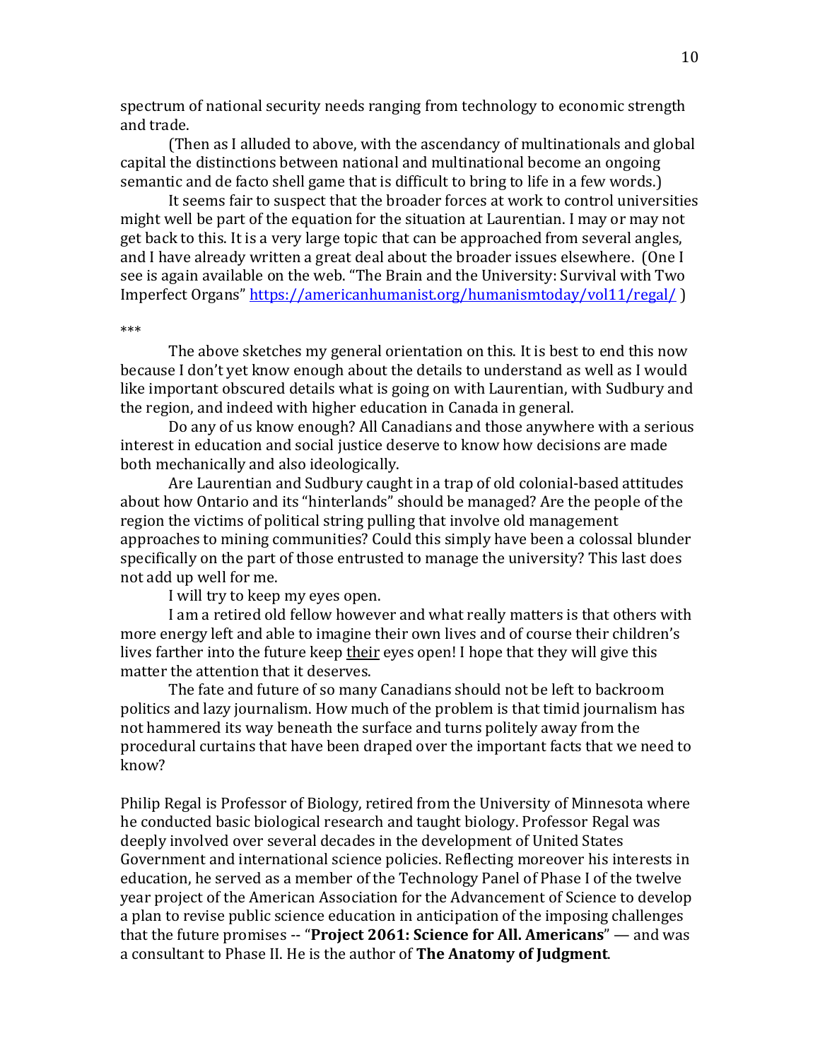spectrum of national security needs ranging from technology to economic strength and trade.

(Then as I alluded to above, with the ascendancy of multinationals and global capital the distinctions between national and multinational become an ongoing semantic and de facto shell game that is difficult to bring to life in a few words.)

It seems fair to suspect that the broader forces at work to control universities might well be part of the equation for the situation at Laurentian. I may or may not get back to this. It is a very large topic that can be approached from several angles, and I have already written a great deal about the broader issues elsewhere. (One I see is again available on the web. "The Brain and the University: Survival with Two Imperfect Organs" https://americanhumanist.org/humanismtoday/vol11/regal/ )

***

The above sketches my general orientation on this. It is best to end this now because I don't yet know enough about the details to understand as well as I would like important obscured details what is going on with Laurentian, with Sudbury and the region, and indeed with higher education in Canada in general.

Do any of us know enough? All Canadians and those anywhere with a serious interest in education and social justice deserve to know how decisions are made both mechanically and also ideologically.

Are Laurentian and Sudbury caught in a trap of old colonial-based attitudes about how Ontario and its "hinterlands" should be managed? Are the people of the region the victims of political string pulling that involve old management approaches to mining communities? Could this simply have been a colossal blunder specifically on the part of those entrusted to manage the university? This last does not add up well for me.

I will try to keep my eyes open.

I am a retired old fellow however and what really matters is that others with more energy left and able to imagine their own lives and of course their children's lives farther into the future keep <u>their</u> eyes open! I hope that they will give this matter the attention that it deserves.

The fate and future of so many Canadians should not be left to backroom politics and lazy journalism. How much of the problem is that timid journalism has not hammered its way beneath the surface and turns politely away from the procedural curtains that have been draped over the important facts that we need to know?

Philip Regal is Professor of Biology, retired from the University of Minnesota where he conducted basic biological research and taught biology. Professor Regal was deeply involved over several decades in the development of United States Government and international science policies. Reflecting moreover his interests in education, he served as a member of the Technology Panel of Phase I of the twelve year project of the American Association for the Advancement of Science to develop a plan to revise public science education in anticipation of the imposing challenges that the future promises -- "**Project 2061: Science for All. Americans**" — and was a consultant to Phase II. He is the author of **The Anatomy of Judgment**.